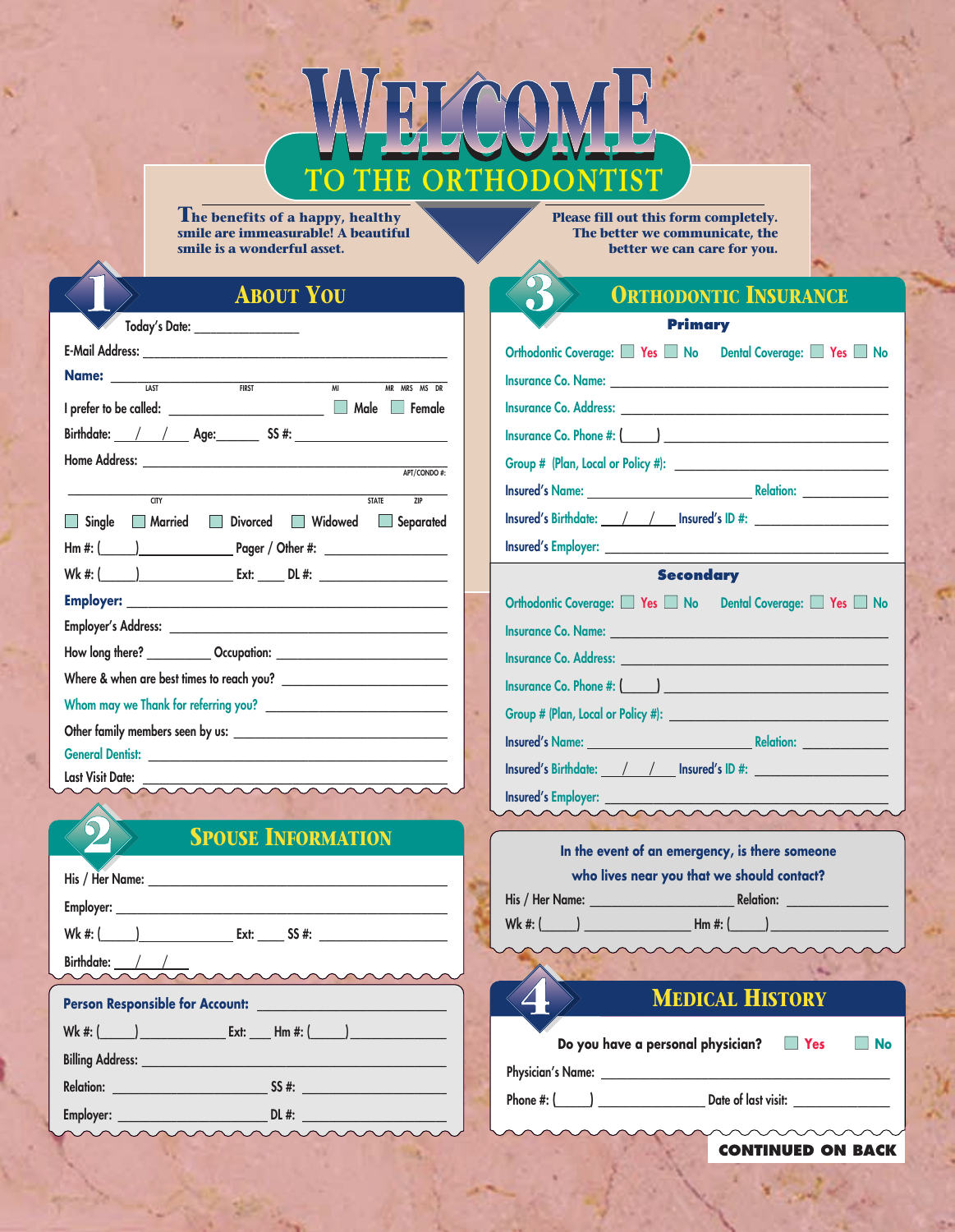# WELCOME TO THE ORTHODONTIST

**The benefits of a happy, healthy smile are immeasurable! A beautiful smile is a wonderful asset.**

**Please fill out this form completely. The better we communicate, the better we can care for you.**

## 1 About You

Today's Date: _______________

E-Mail Address: _______________________________________

**Name:** _______________________________________
LAST FIRST MI MR MRS MS DR

I prefer to be called: ____________________ ☐ Male ☐ Female

Birthdate: ___/___/___ Age:______ SS #: ____________________

Home Address: _______________________________________
APT/CONDO #:

_______________________________________
CITY STATE ZIP

☐ Single ☐ Married ☐ Divorced ☐ Widowed ☐ Separated

Hm #: (_____)______________ Pager / Other #: ______________

Wk #: (_____)______________ Ext: ____ DL #: ______________

**Employer:** _______________________________________

Employer's Address: _______________________________________

How long there? _________ Occupation: ____________________

Where & when are best times to reach you? ____________________

Whom may we Thank for referring you? ____________________

Other family members seen by us: ____________________

General Dentist: _______________________________________

Last Visit Date: _______________________________________

## 2 Spouse Information

His / Her Name: _______________________________________

Employer: _______________________________________

Wk #: (_____)______________ Ext: ____ SS #: ______________

Birthdate: ___/___/___

**Person Responsible for Account:** ____________________

Wk #: (_____)______________ Ext: ___ Hm #: (_____)______________

Billing Address: _______________________________________

Relation: ____________________ SS #: ____________________

Employer: ____________________ DL #: ____________________

## 3 Orthodontic Insurance

### Primary

Orthodontic Coverage: ☐ Yes ☐ No Dental Coverage: ☐ Yes ☐ No

Insurance Co. Name: _______________________________________

Insurance Co. Address: _______________________________________

Insurance Co. Phone #: (_____) ____________________

Group # (Plan, Local or Policy #): ____________________

Insured's Name: ____________________ Relation: ____________

Insured's Birthdate: ___/___/___ Insured's ID #: ______________

Insured's Employer: _______________________________________

### Secondary

Orthodontic Coverage: ☐ Yes ☐ No Dental Coverage: ☐ Yes ☐ No

Insurance Co. Name: _______________________________________

Insurance Co. Address: _______________________________________

Insurance Co. Phone #: (_____) ____________________

Group # (Plan, Local or Policy #): ____________________

Insured's Name: ____________________ Relation: ____________

Insured's Birthdate: ___/___/___ Insured's ID #: ______________

Insured's Employer: _______________________________________

**In the event of an emergency, is there someone who lives near you that we should contact?**

His / Her Name: ____________________ Relation: ______________

Wk #: (_____) ______________ Hm #: (_____) ______________

## 4 Medical History

**Do you have a personal physician?** ☐ Yes ☐ No

Physician's Name: _______________________________________

Phone #: (_____) ______________ Date of last visit: ______________

**CONTINUED ON BACK**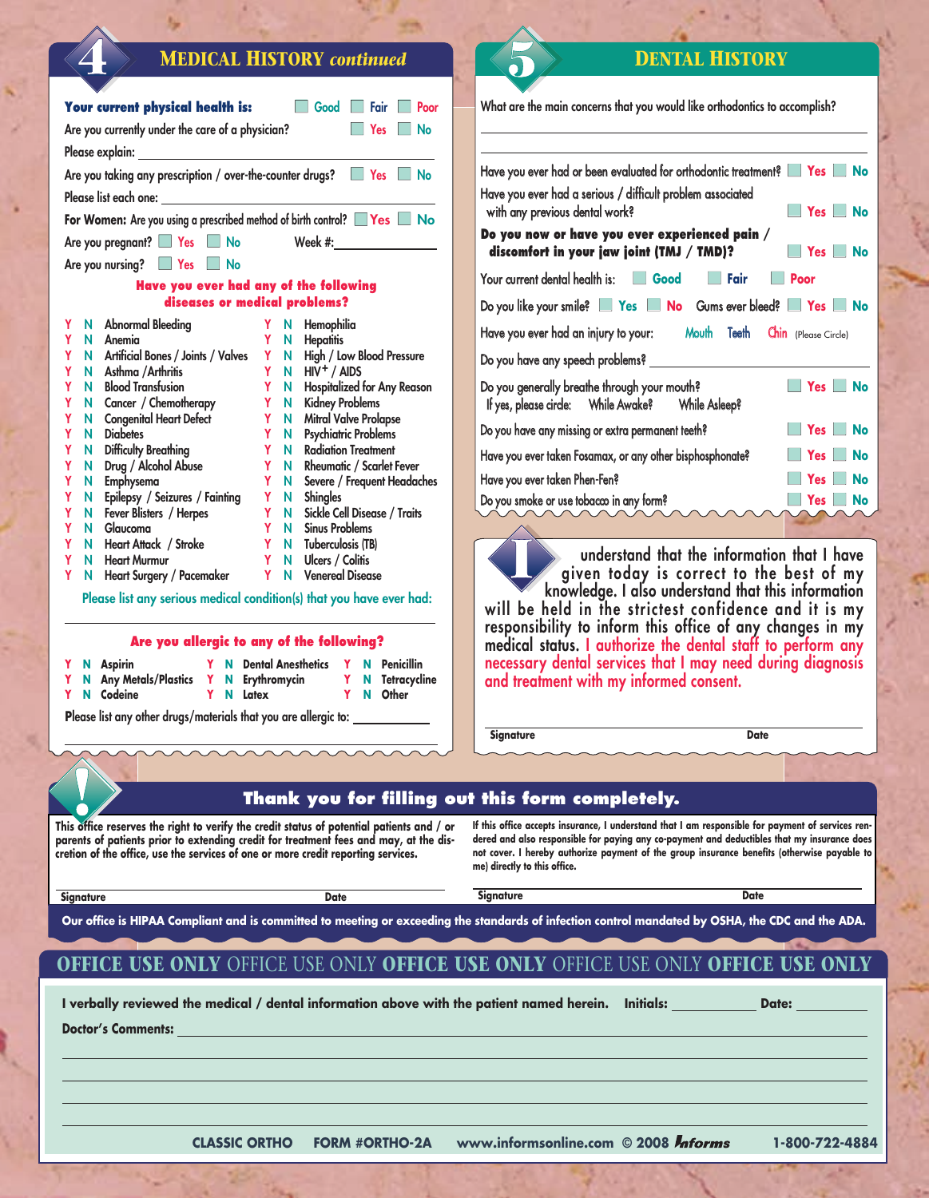## 4 MEDICAL HISTORY *continued*

**Your current physical health is:** Good Fair Poor

Are you currently under the care of a physician? Yes No

Please explain: ____________________

Are you taking any prescription / over-the-counter drugs? Yes No

Please list each one: ____________________

**For Women:** Are you using a prescribed method of birth control? Yes No

Are you pregnant? Yes No Week #: __________

Are you nursing? Yes No

**Have you ever had any of the following diseases or medical problems?**

| | | | | | |
|---|---|---|---|---|---|
| Y | N | Abnormal Bleeding | Y | N | Hemophilia |
| Y | N | Anemia | Y | N | Hepatitis |
| Y | N | Artificial Bones / Joints / Valves | Y | N | High / Low Blood Pressure |
| Y | N | Asthma /Arthritis | Y | N | HIV+ / AIDS |
| Y | N | Blood Transfusion | Y | N | Hospitalized for Any Reason |
| Y | N | Cancer / Chemotherapy | Y | N | Kidney Problems |
| Y | N | Congenital Heart Defect | Y | N | Mitral Valve Prolapse |
| Y | N | Diabetes | Y | N | Psychiatric Problems |
| Y | N | Difficulty Breathing | Y | N | Radiation Treatment |
| Y | N | Drug / Alcohol Abuse | Y | N | Rheumatic / Scarlet Fever |
| Y | N | Emphysema | Y | N | Severe / Frequent Headaches |
| Y | N | Epilepsy / Seizures / Fainting | Y | N | Shingles |
| Y | N | Fever Blisters / Herpes | Y | N | Sickle Cell Disease / Traits |
| Y | N | Glaucoma | Y | N | Sinus Problems |
| Y | N | Heart Attack / Stroke | Y | N | Tuberculosis (TB) |
| Y | N | Heart Murmur | Y | N | Ulcers / Colitis |
| Y | N | Heart Surgery / Pacemaker | Y | N | Venereal Disease |

Please list any serious medical condition(s) that you have ever had:

____________________

**Are you allergic to any of the following?**

| | | | | | | | | |
|---|---|---|---|---|---|---|---|---|
| Y | N | Aspirin | Y | N | Dental Anesthetics | Y | N | Penicillin |
| Y | N | Any Metals/Plastics | Y | N | Erythromycin | Y | N | Tetracycline |
| Y | N | Codeine | Y | N | Latex | Y | N | Other |

Please list any other drugs/materials that you are allergic to: __________

____________________

## 5 DENTAL HISTORY

What are the main concerns that you would like orthodontics to accomplish?

____________________

____________________

Have you ever had or been evaluated for orthodontic treatment? Yes No

Have you ever had a serious / difficult problem associated with any previous dental work? Yes No

**Do you now or have you ever experienced pain / discomfort in your jaw joint (TMJ / TMD)?** Yes No

Your current dental health is: Good Fair Poor

Do you like your smile? Yes No Gums ever bleed? Yes No

Have you ever had an injury to your: Mouth Teeth Chin (Please Circle)

Do you have any speech problems? ____________________

Do you generally breathe through your mouth? Yes No
If yes, please circle: While Awake? While Asleep?

Do you have any missing or extra permanent teeth? Yes No

Have you ever taken Fosamax, or any other bisphosphonate? Yes No

Have you ever taken Phen-Fen? Yes No

Do you smoke or use tobacco in any form? Yes No

I understand that the information that I have given today is correct to the best of my knowledge. I also understand that this information will be held in the strictest confidence and it is my responsibility to inform this office of any changes in my medical status. I authorize the dental staff to perform any necessary dental services that I may need during diagnosis and treatment with my informed consent.

Signature __________ Date __________

## Thank you for filling out this form completely.

**This office reserves the right to verify the credit status of potential patients and / or parents of patients prior to extending credit for treatment fees and may, at the discretion of the office, use the services of one or more credit reporting services.**

Signature __________ Date __________

**If this office accepts insurance, I understand that I am responsible for payment of services rendered and also responsible for paying any co-payment and deductibles that my insurance does not cover. I hereby authorize payment of the group insurance benefits (otherwise payable to me) directly to this office.**

Signature __________ Date __________

**Our office is HIPAA Compliant and is committed to meeting or exceeding the standards of infection control mandated by OSHA, the CDC and the ADA.**

## OFFICE USE ONLY OFFICE USE ONLY OFFICE USE ONLY OFFICE USE ONLY OFFICE USE ONLY

**I verbally reviewed the medical / dental information above with the patient named herein. Initials:** __________ **Date:** __________

**Doctor's Comments:** ____________________

____________________

____________________

____________________

____________________

CLASSIC ORTHO FORM #ORTHO-2A www.informsonline.com © 2008 Informs 1-800-722-4884